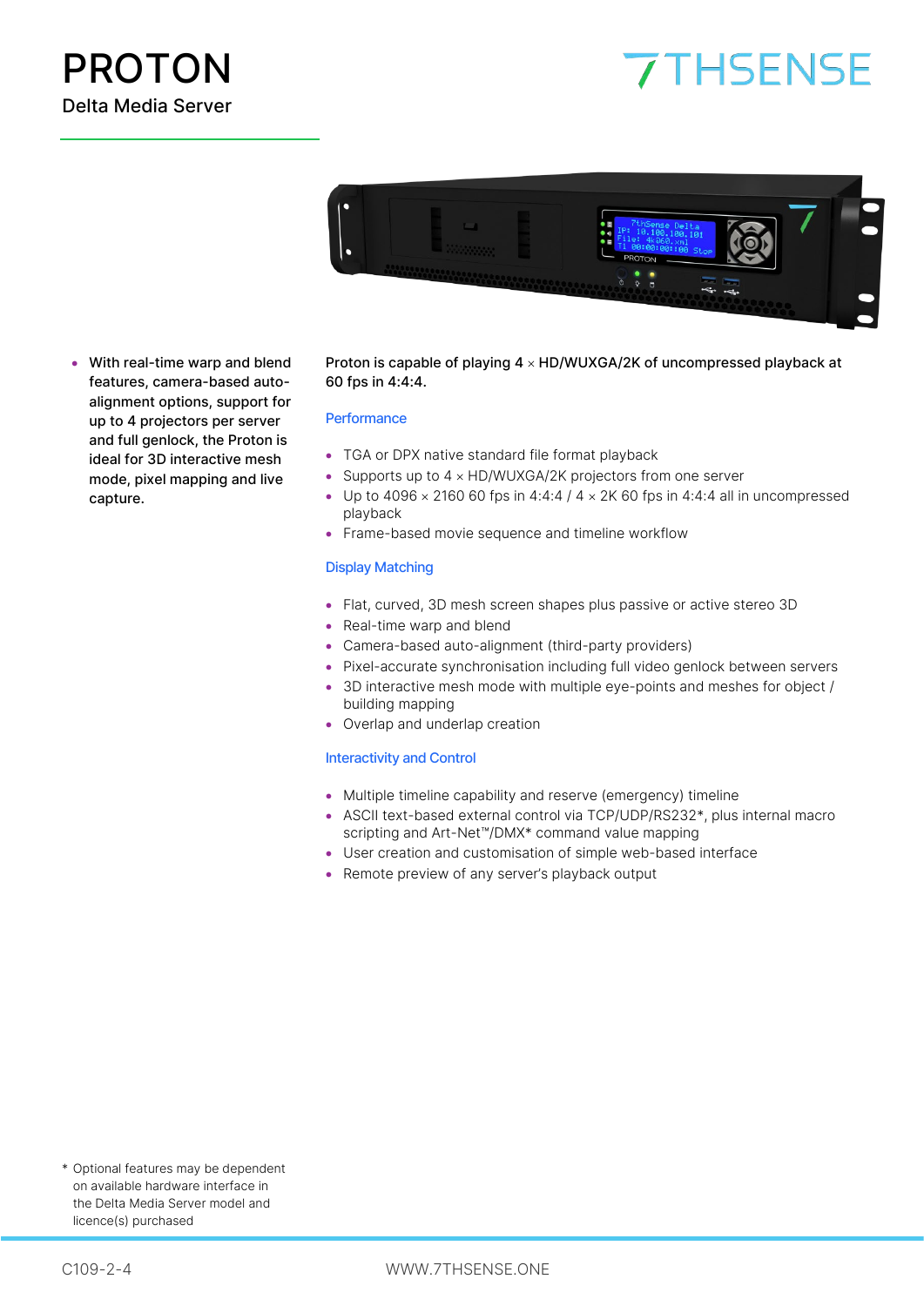# PROTON

Delta Media Server

7THSENSE

- With real-time warp and blend features, camera-based auto-alignment options, support for up to 4 projectors per server and full genlock, the Proton is ideal for 3D interactive mesh mode, pixel mapping and live capture.

**Proton is capable of playing 4 × HD/WUXGA/2K of uncompressed playback at 60 fps in 4:4:4.**

## Performance

- TGA or DPX native standard file format playback
- Supports up to 4 × HD/WUXGA/2K projectors from one server
- Up to 4096 × 2160 60 fps in 4:4:4 / 4 × 2K 60 fps in 4:4:4 all in uncompressed playback
- Frame-based movie sequence and timeline workflow

## Display Matching

- Flat, curved, 3D mesh screen shapes plus passive or active stereo 3D
- Real-time warp and blend
- Camera-based auto-alignment (third-party providers)
- Pixel-accurate synchronisation including full video genlock between servers
- 3D interactive mesh mode with multiple eye-points and meshes for object / building mapping
- Overlap and underlap creation

## Interactivity and Control

- Multiple timeline capability and reserve (emergency) timeline
- ASCII text-based external control via TCP/UDP/RS232*, plus internal macro scripting and Art-Net™/DMX* command value mapping
- User creation and customisation of simple web-based interface
- Remote preview of any server's playback output

\* Optional features may be dependent on available hardware interface in the Delta Media Server model and licence(s) purchased

C109-2-4

WWW.7THSENSE.ONE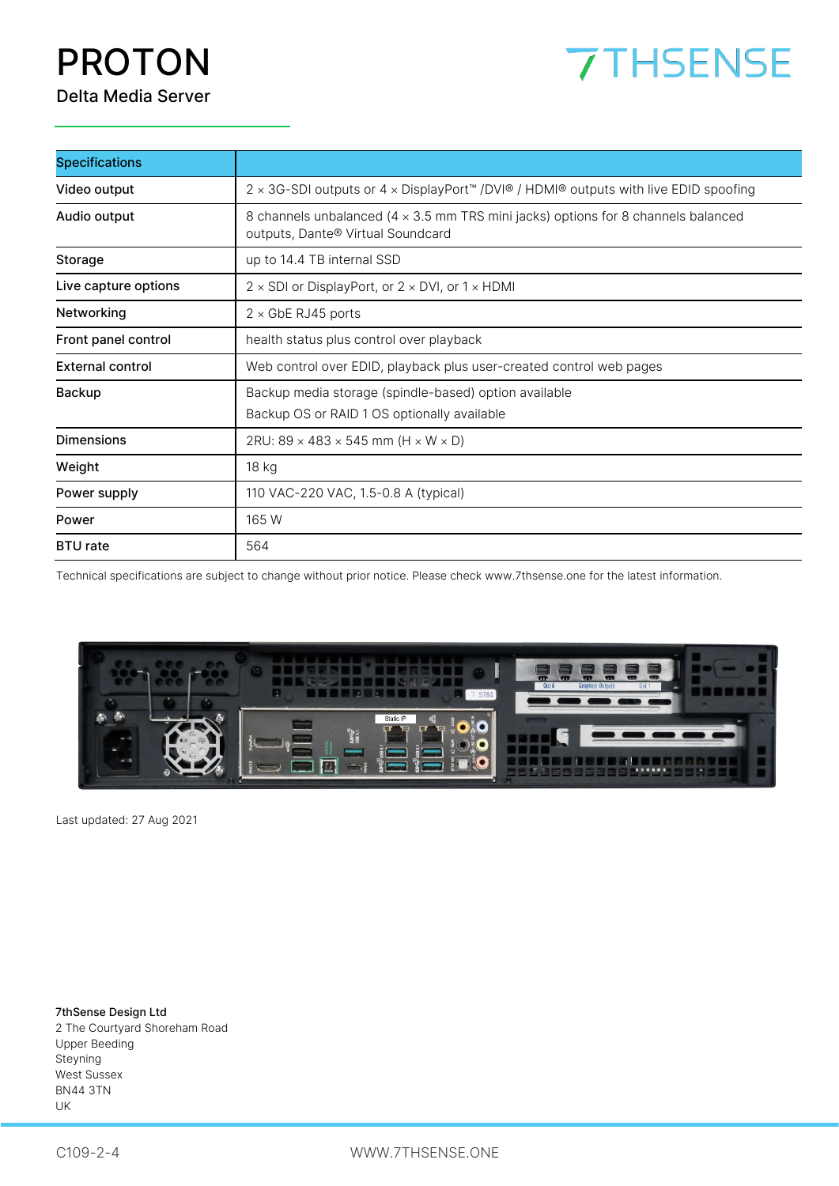# PROTON

Delta Media Server

7THSENSE

| Specifications | |
|---|---|
| Video output | 2 × 3G-SDI outputs or 4 × DisplayPort™ /DVI® / HDMI® outputs with live EDID spoofing |
| Audio output | 8 channels unbalanced (4 × 3.5 mm TRS mini jacks) options for 8 channels balanced outputs, Dante® Virtual Soundcard |
| Storage | up to 14.4 TB internal SSD |
| Live capture options | 2 × SDI or DisplayPort, or 2 × DVI, or 1 × HDMI |
| Networking | 2 × GbE RJ45 ports |
| Front panel control | health status plus control over playback |
| External control | Web control over EDID, playback plus user-created control web pages |
| Backup | Backup media storage (spindle-based) option available<br>Backup OS or RAID 1 OS optionally available |
| Dimensions | 2RU: 89 × 483 × 545 mm (H × W × D) |
| Weight | 18 kg |
| Power supply | 110 VAC-220 VAC, 1.5-0.8 A (typical) |
| Power | 165 W |
| BTU rate | 564 |

Technical specifications are subject to change without prior notice. Please check www.7thsense.one for the latest information.

Last updated: 27 Aug 2021

**7thSense Design Ltd**
2 The Courtyard Shoreham Road
Upper Beeding
Steyning
West Sussex
BN44 3TN
UK

C109-2-4

WWW.7THSENSE.ONE